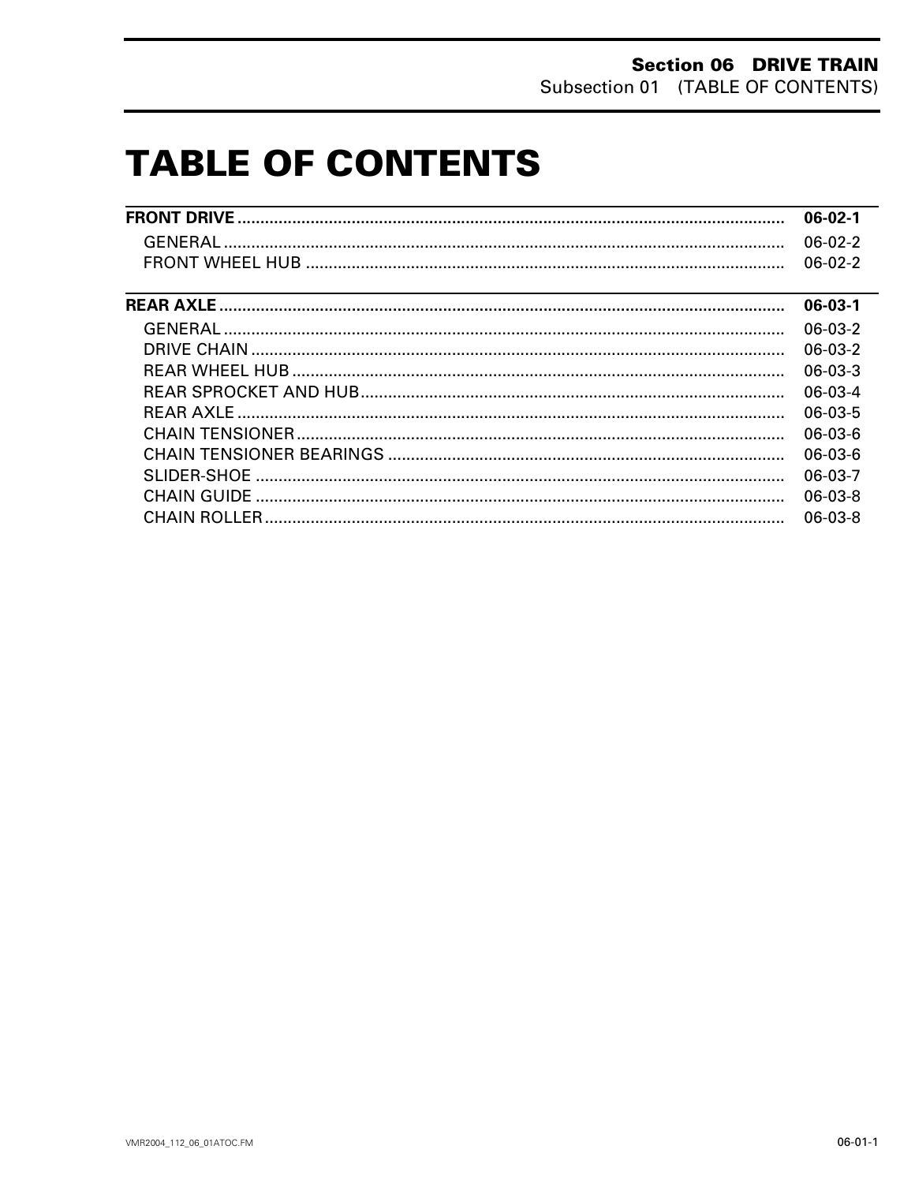# TABLE OF CONTENTS

| | |
|---|---|
| **FRONT DRIVE** | **06-02-1** |
| GENERAL | 06-02-2 |
| FRONT WHEEL HUB | 06-02-2 |
| **REAR AXLE** | **06-03-1** |
| GENERAL | 06-03-2 |
| DRIVE CHAIN | 06-03-2 |
| REAR WHEEL HUB | 06-03-3 |
| REAR SPROCKET AND HUB | 06-03-4 |
| REAR AXLE | 06-03-5 |
| CHAIN TENSIONER | 06-03-6 |
| CHAIN TENSIONER BEARINGS | 06-03-6 |
| SLIDER-SHOE | 06-03-7 |
| CHAIN GUIDE | 06-03-8 |
| CHAIN ROLLER | 06-03-8 |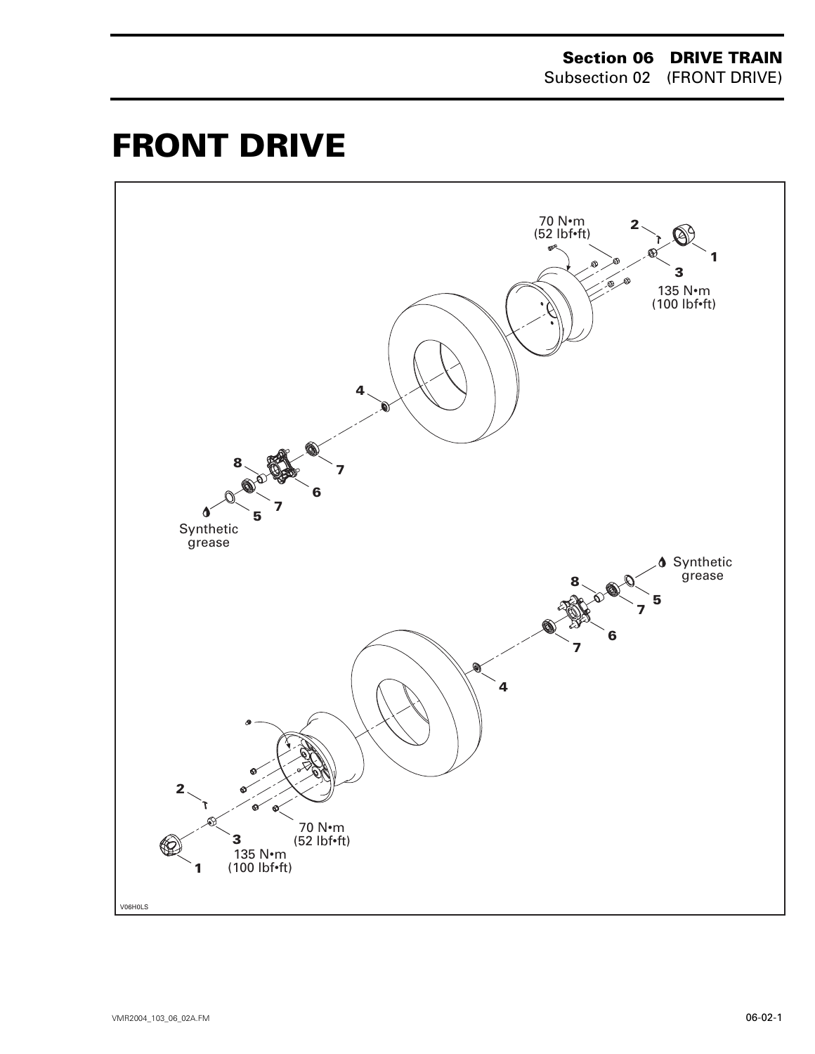# FRONT DRIVE

70 N•m
(52 lbf•ft)

2

1

3

135 N•m
(100 lbf•ft)

4

8

7

6

7

5

Synthetic
grease

Synthetic
grease

8

5

7

6

7

4

2

3

135 N•m
(100 lbf•ft)

70 N•m
(52 lbf•ft)

1

V06H0LS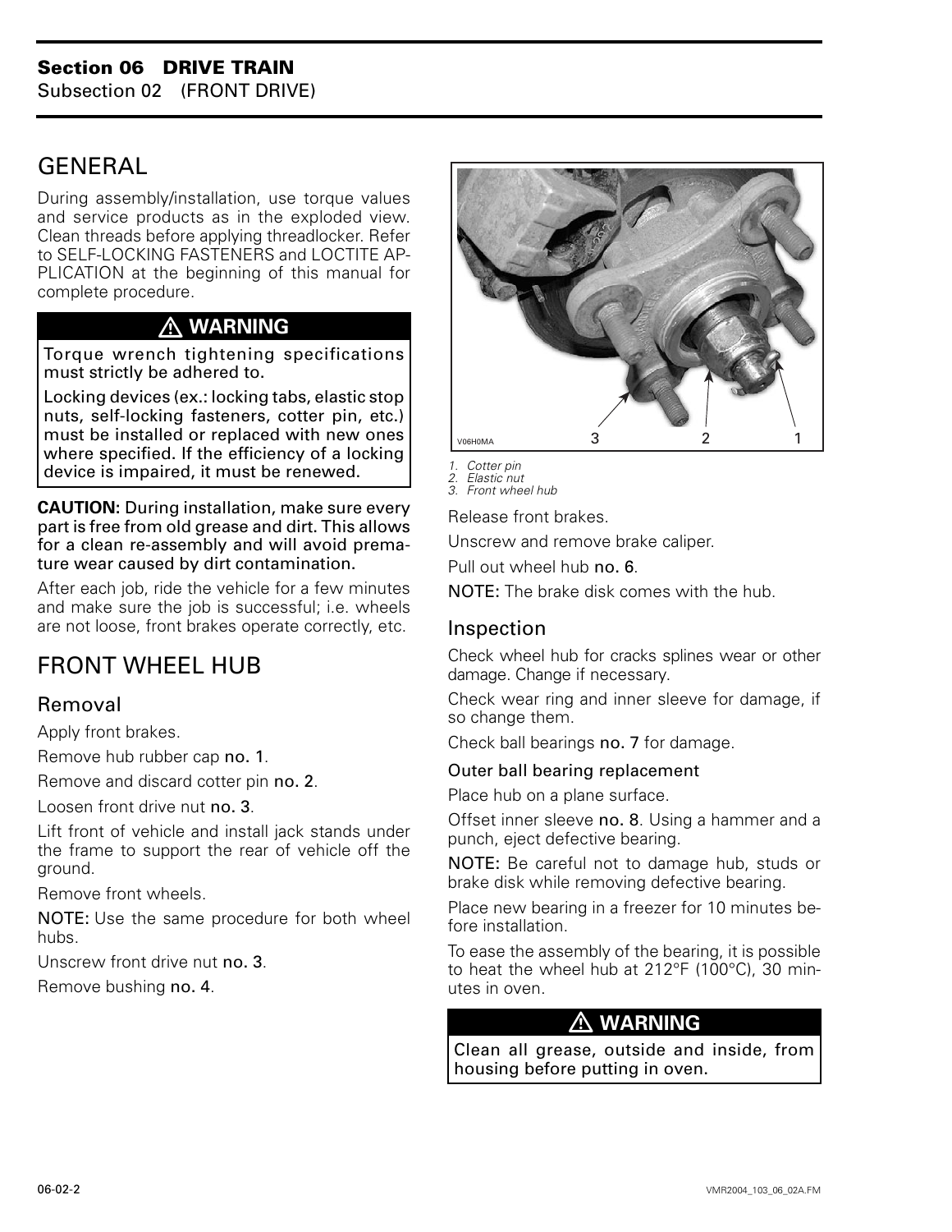## GENERAL

During assembly/installation, use torque values and service products as in the exploded view. Clean threads before applying threadlocker. Refer to SELF-LOCKING FASTENERS and LOCTITE APPLICATION at the beginning of this manual for complete procedure.

> ⚠ **WARNING**
>
> Torque wrench tightening specifications must strictly be adhered to.
>
> Locking devices (ex.: locking tabs, elastic stop nuts, self-locking fasteners, cotter pin, etc.) must be installed or replaced with new ones where specified. If the efficiency of a locking device is impaired, it must be renewed.

**CAUTION:** During installation, make sure every part is free from old grease and dirt. This allows for a clean re-assembly and will avoid premature wear caused by dirt contamination.

After each job, ride the vehicle for a few minutes and make sure the job is successful; i.e. wheels are not loose, front brakes operate correctly, etc.

## FRONT WHEEL HUB

### Removal

Apply front brakes.

Remove hub rubber cap **no. 1**.

Remove and discard cotter pin **no. 2**.

Loosen front drive nut **no. 3**.

Lift front of vehicle and install jack stands under the frame to support the rear of vehicle off the ground.

Remove front wheels.

**NOTE:** Use the same procedure for both wheel hubs.

Unscrew front drive nut **no. 3**.

Remove bushing **no. 4**.

V06H0MA

*1. Cotter pin*
*2. Elastic nut*
*3. Front wheel hub*

Release front brakes.

Unscrew and remove brake caliper.

Pull out wheel hub **no. 6**.

**NOTE:** The brake disk comes with the hub.

### Inspection

Check wheel hub for cracks splines wear or other damage. Change if necessary.

Check wear ring and inner sleeve for damage, if so change them.

Check ball bearings **no. 7** for damage.

#### Outer ball bearing replacement

Place hub on a plane surface.

Offset inner sleeve **no. 8**. Using a hammer and a punch, eject defective bearing.

**NOTE:** Be careful not to damage hub, studs or brake disk while removing defective bearing.

Place new bearing in a freezer for 10 minutes before installation.

To ease the assembly of the bearing, it is possible to heat the wheel hub at 212°F (100°C), 30 minutes in oven.

> ⚠ **WARNING**
>
> Clean all grease, outside and inside, from housing before putting in oven.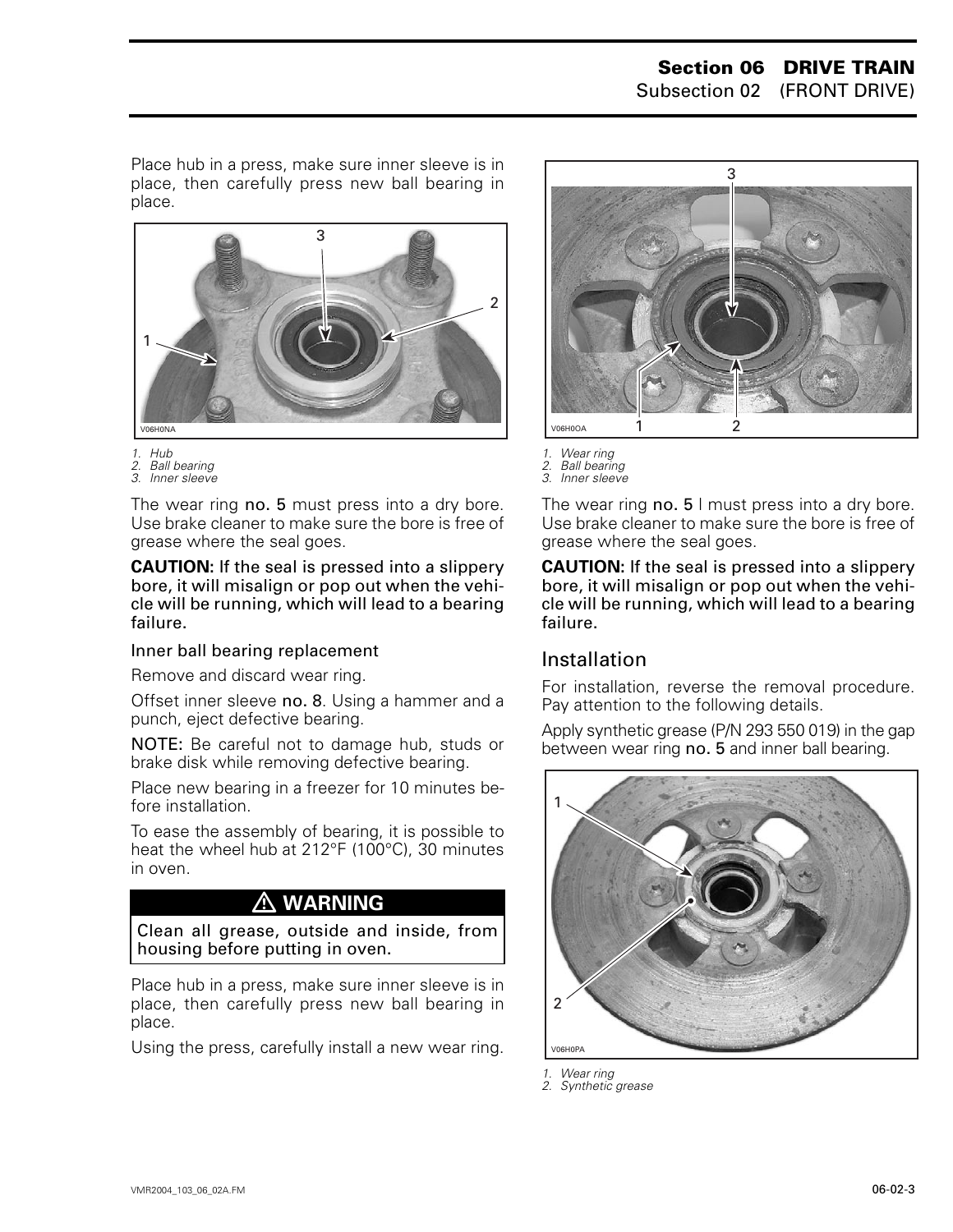Place hub in a press, make sure inner sleeve is in place, then carefully press new ball bearing in place.

V06H0NA

1. Hub
2. Ball bearing
3. Inner sleeve

The wear ring **no. 5** must press into a dry bore. Use brake cleaner to make sure the bore is free of grease where the seal goes.

**CAUTION: If the seal is pressed into a slippery bore, it will misalign or pop out when the vehicle will be running, which will lead to a bearing failure.**

### Inner ball bearing replacement

Remove and discard wear ring.

Offset inner sleeve **no. 8**. Using a hammer and a punch, eject defective bearing.

**NOTE:** Be careful not to damage hub, studs or brake disk while removing defective bearing.

Place new bearing in a freezer for 10 minutes before installation.

To ease the assembly of bearing, it is possible to heat the wheel hub at 212°F (100°C), 30 minutes in oven.

**⚠ WARNING**

**Clean all grease, outside and inside, from housing before putting in oven.**

Place hub in a press, make sure inner sleeve is in place, then carefully press new ball bearing in place.

Using the press, carefully install a new wear ring.

V06H0OA

1. Wear ring
2. Ball bearing
3. Inner sleeve

The wear ring **no. 5** I must press into a dry bore. Use brake cleaner to make sure the bore is free of grease where the seal goes.

**CAUTION: If the seal is pressed into a slippery bore, it will misalign or pop out when the vehicle will be running, which will lead to a bearing failure.**

## Installation

For installation, reverse the removal procedure. Pay attention to the following details.

Apply synthetic grease (P/N 293 550 019) in the gap between wear ring **no. 5** and inner ball bearing.

V06H0PA

1. Wear ring
2. Synthetic grease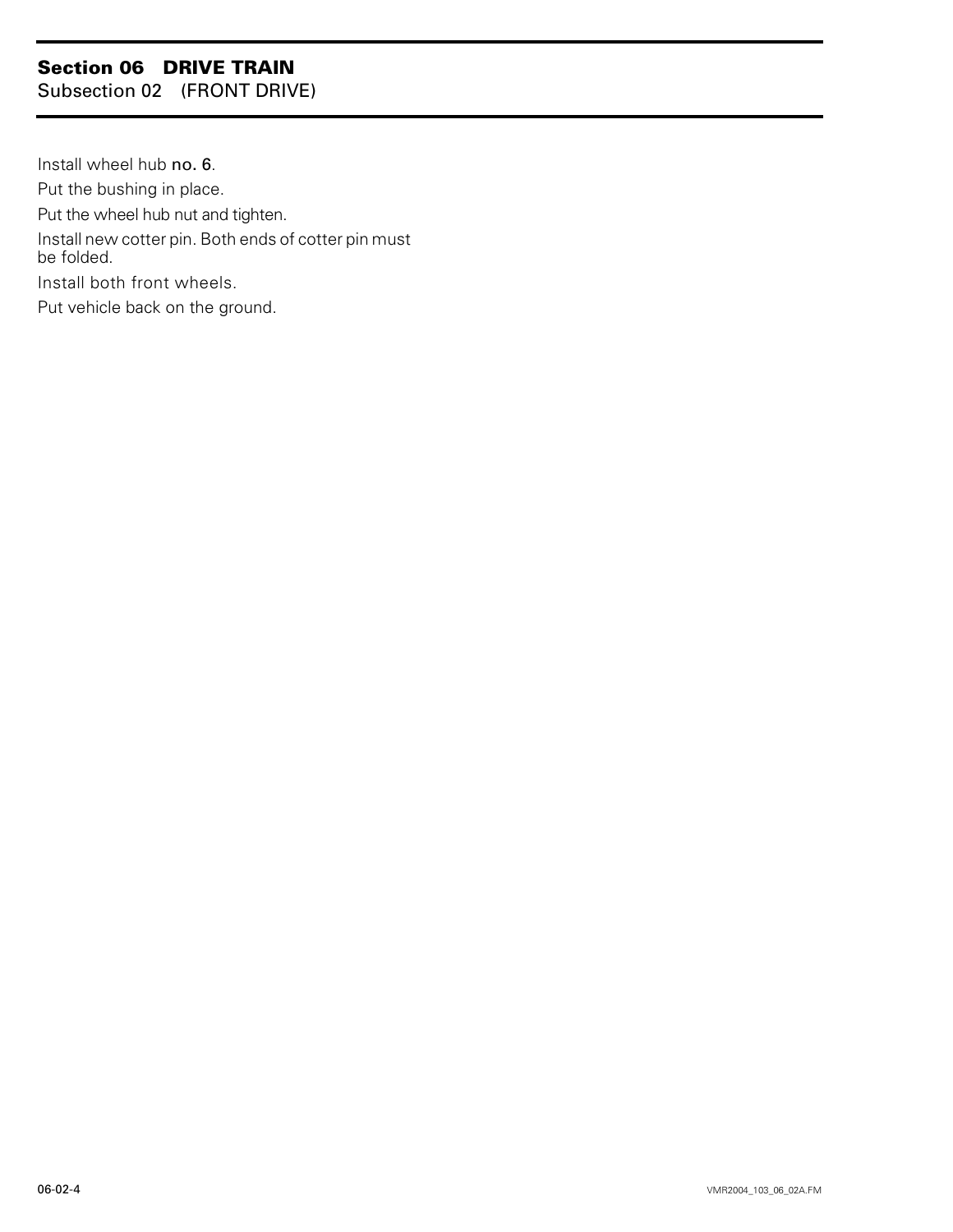Install wheel hub **no. 6**.

Put the bushing in place.

Put the wheel hub nut and tighten.

Install new cotter pin. Both ends of cotter pin must be folded.

Install both front wheels.

Put vehicle back on the ground.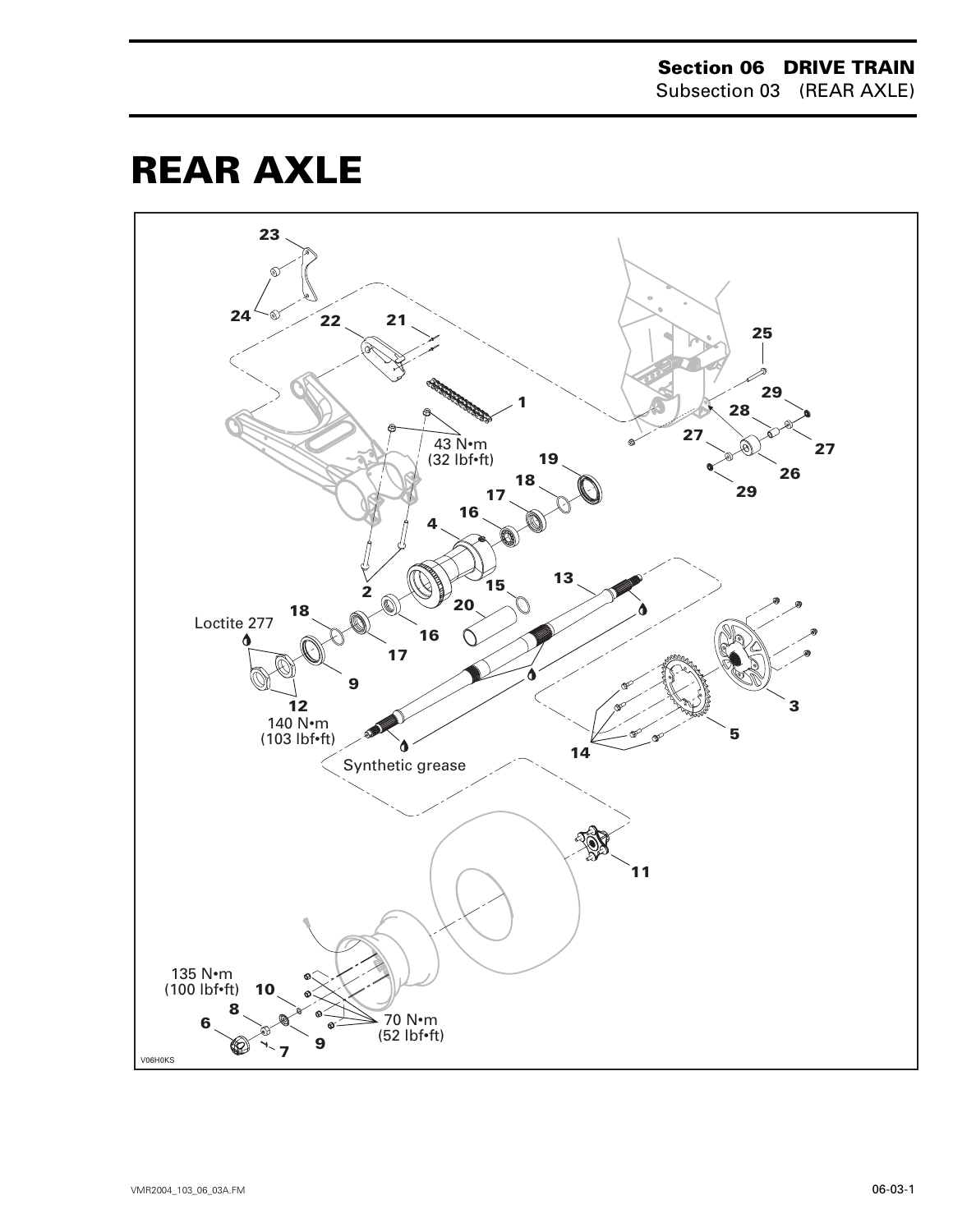# REAR AXLE

23

24 22 21

25

29

1 28

43 N•m
(32 lbf•ft)

27 27

19

26

18

29

17

16

4

13

2

15

18 20

Loctite 277

16

17

9

3

12

140 N•m
(103 lbf•ft)

5

14

Synthetic grease

11

135 N•m
(100 lbf•ft) 10

8

70 N•m
(52 lbf•ft)

6

9

7

V06H0KS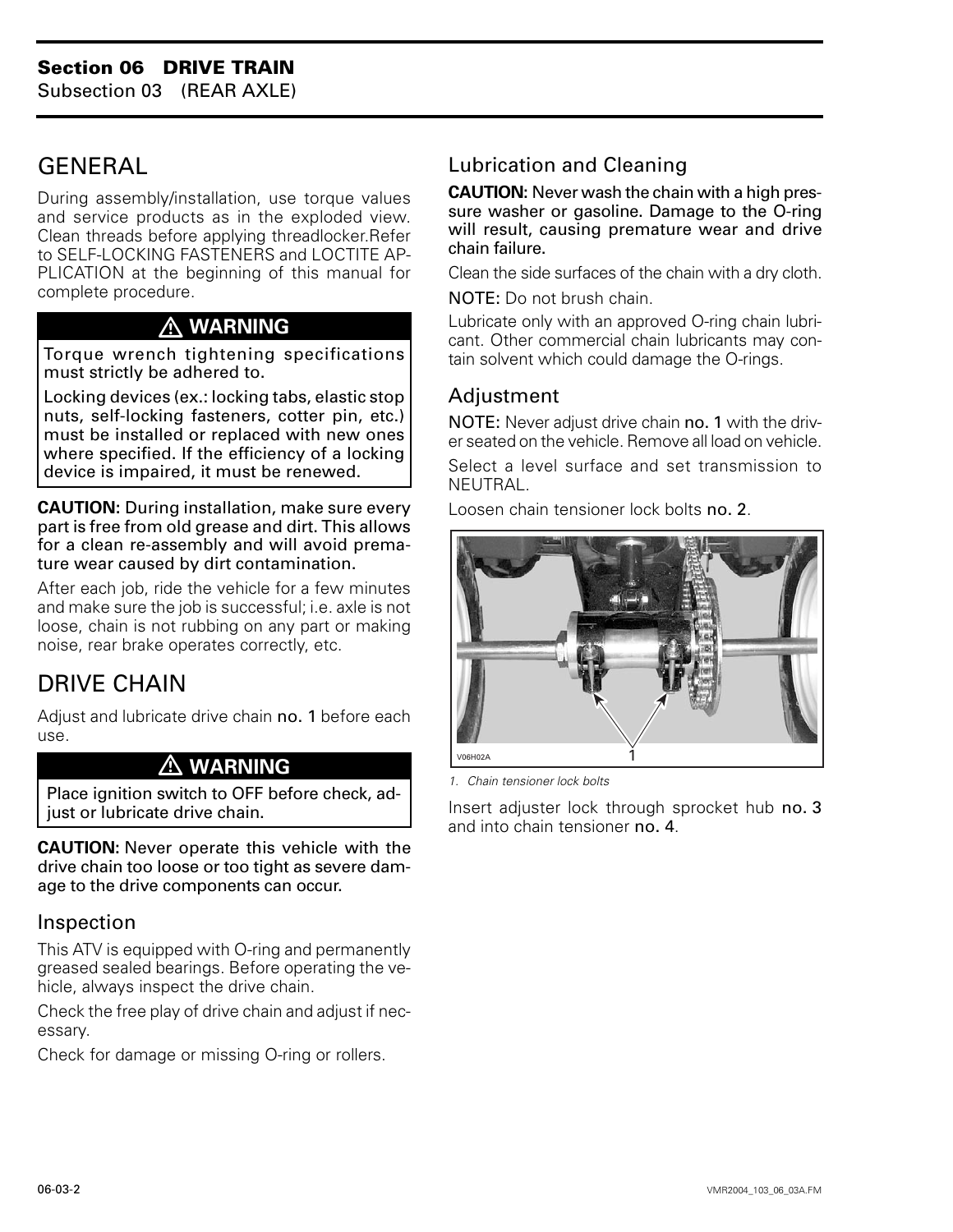## GENERAL

During assembly/installation, use torque values and service products as in the exploded view. Clean threads before applying threadlocker.Refer to SELF-LOCKING FASTENERS and LOCTITE APPLICATION at the beginning of this manual for complete procedure.

> ⚠ **WARNING**
>
> Torque wrench tightening specifications must strictly be adhered to.
>
> Locking devices (ex.: locking tabs, elastic stop nuts, self-locking fasteners, cotter pin, etc.) must be installed or replaced with new ones where specified. If the efficiency of a locking device is impaired, it must be renewed.

**CAUTION:** During installation, make sure every part is free from old grease and dirt. This allows for a clean re-assembly and will avoid premature wear caused by dirt contamination.

After each job, ride the vehicle for a few minutes and make sure the job is successful; i.e. axle is not loose, chain is not rubbing on any part or making noise, rear brake operates correctly, etc.

## DRIVE CHAIN

Adjust and lubricate drive chain **no. 1** before each use.

> ⚠ **WARNING**
>
> Place ignition switch to OFF before check, adjust or lubricate drive chain.

**CAUTION:** Never operate this vehicle with the drive chain too loose or too tight as severe damage to the drive components can occur.

### Inspection

This ATV is equipped with O-ring and permanently greased sealed bearings. Before operating the vehicle, always inspect the drive chain.

Check the free play of drive chain and adjust if necessary.

Check for damage or missing O-ring or rollers.

### Lubrication and Cleaning

**CAUTION:** Never wash the chain with a high pressure washer or gasoline. Damage to the O-ring will result, causing premature wear and drive chain failure.

Clean the side surfaces of the chain with a dry cloth.

NOTE: Do not brush chain.

Lubricate only with an approved O-ring chain lubricant. Other commercial chain lubricants may contain solvent which could damage the O-rings.

### Adjustment

NOTE: Never adjust drive chain **no. 1** with the driver seated on the vehicle. Remove all load on vehicle.

Select a level surface and set transmission to NEUTRAL.

Loosen chain tensioner lock bolts **no. 2**.

V06H02A

*1. Chain tensioner lock bolts*

Insert adjuster lock through sprocket hub **no. 3** and into chain tensioner **no. 4**.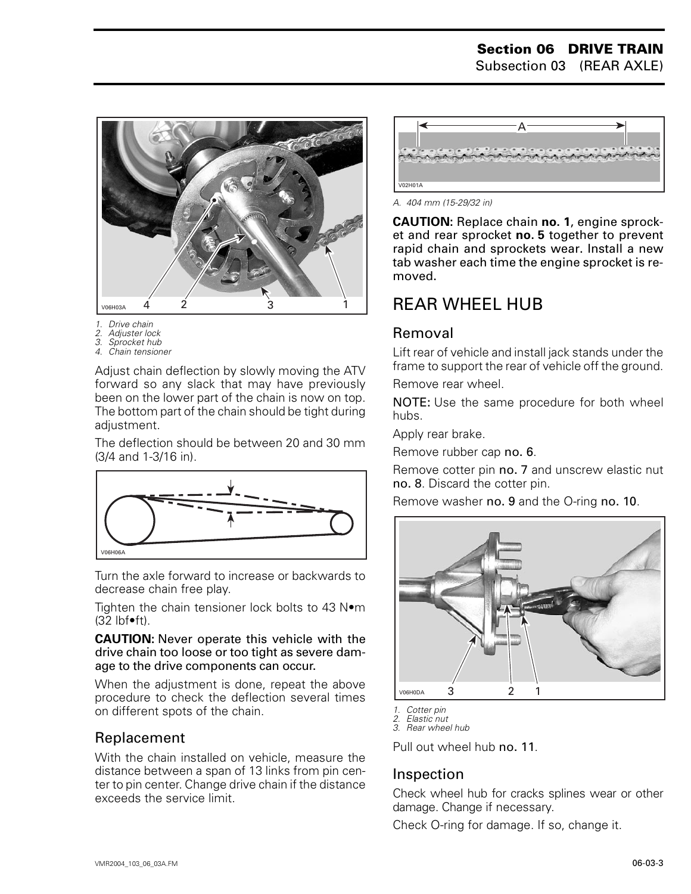1. Drive chain
2. Adjuster lock
3. Sprocket hub
4. Chain tensioner

Adjust chain deflection by slowly moving the ATV forward so any slack that may have previously been on the lower part of the chain is now on top. The bottom part of the chain should be tight during adjustment.

The deflection should be between 20 and 30 mm (3/4 and 1-3/16 in).

Turn the axle forward to increase or backwards to decrease chain free play.

Tighten the chain tensioner lock bolts to 43 N•m (32 lbf•ft).

**CAUTION:** Never operate this vehicle with the drive chain too loose or too tight as severe damage to the drive components can occur.

When the adjustment is done, repeat the above procedure to check the deflection several times on different spots of the chain.

### Replacement

With the chain installed on vehicle, measure the distance between a span of 13 links from pin center to pin center. Change drive chain if the distance exceeds the service limit.

*A. 404 mm (15-29/32 in)*

**CAUTION:** Replace chain **no. 1**, engine sprocket and rear sprocket **no. 5** together to prevent rapid chain and sprockets wear. Install a new tab washer each time the engine sprocket is removed.

## REAR WHEEL HUB

### Removal

Lift rear of vehicle and install jack stands under the frame to support the rear of vehicle off the ground.

Remove rear wheel.

NOTE: Use the same procedure for both wheel hubs.

Apply rear brake.

Remove rubber cap **no. 6**.

Remove cotter pin **no. 7** and unscrew elastic nut **no. 8**. Discard the cotter pin.

Remove washer **no. 9** and the O-ring **no. 10**.

1. Cotter pin
2. Elastic nut
3. Rear wheel hub

Pull out wheel hub **no. 11**.

### Inspection

Check wheel hub for cracks splines wear or other damage. Change if necessary.

Check O-ring for damage. If so, change it.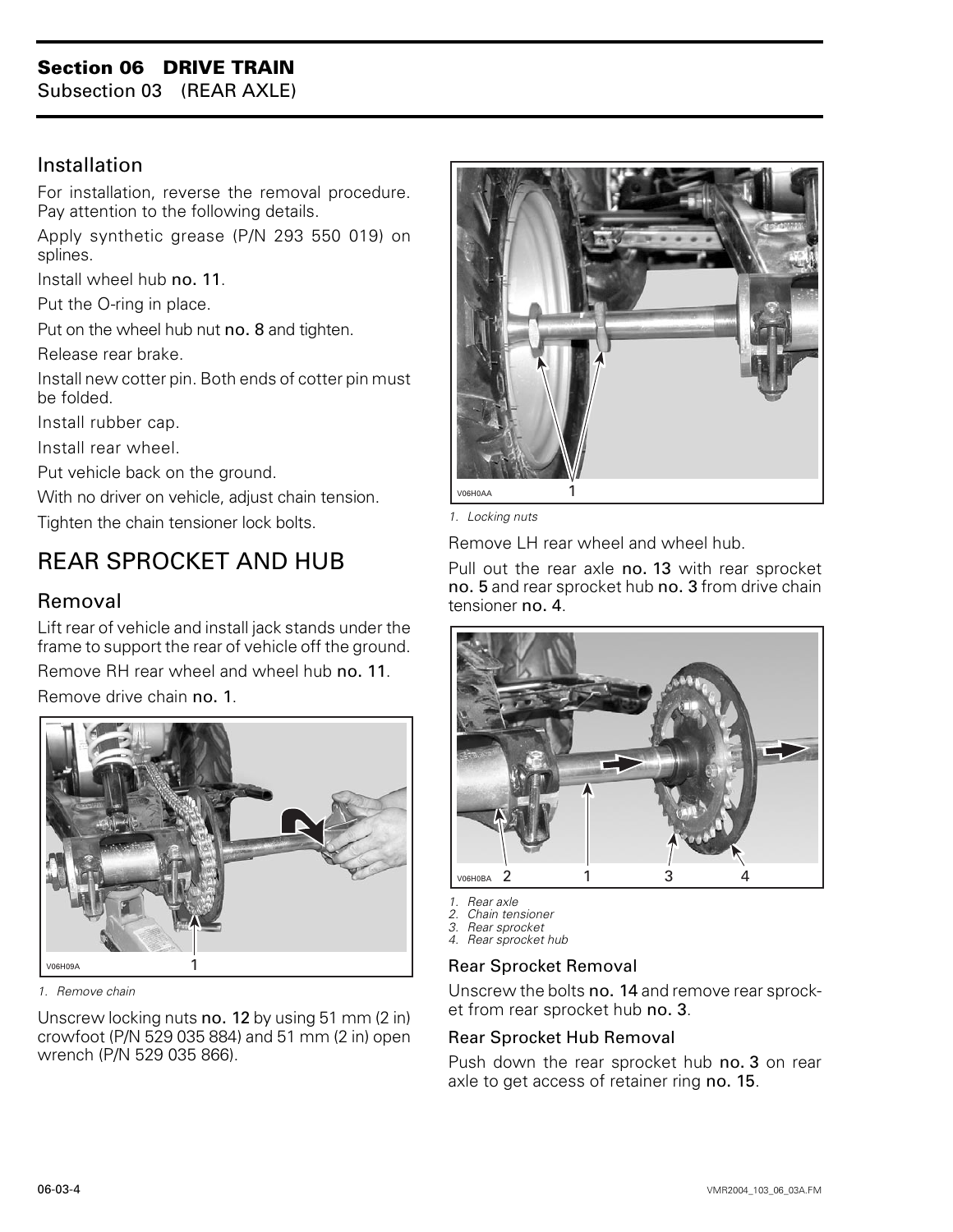## Installation

For installation, reverse the removal procedure. Pay attention to the following details.

Apply synthetic grease (P/N 293 550 019) on splines.

Install wheel hub **no. 11**.

Put the O-ring in place.

Put on the wheel hub nut **no. 8** and tighten.

Release rear brake.

Install new cotter pin. Both ends of cotter pin must be folded.

Install rubber cap.

Install rear wheel.

Put vehicle back on the ground.

With no driver on vehicle, adjust chain tension.

Tighten the chain tensioner lock bolts.

# REAR SPROCKET AND HUB

## Removal

Lift rear of vehicle and install jack stands under the frame to support the rear of vehicle off the ground.

Remove RH rear wheel and wheel hub **no. 11**.

Remove drive chain **no. 1**.

V06H09A

*1. Remove chain*

Unscrew locking nuts **no. 12** by using 51 mm (2 in) crowfoot (P/N 529 035 884) and 51 mm (2 in) open wrench (P/N 529 035 866).

V06H0AA

*1. Locking nuts*

Remove LH rear wheel and wheel hub.

Pull out the rear axle **no. 13** with rear sprocket **no. 5** and rear sprocket hub **no. 3** from drive chain tensioner **no. 4**.

V06H0BA

*1. Rear axle*
*2. Chain tensioner*
*3. Rear sprocket*
*4. Rear sprocket hub*

### Rear Sprocket Removal

Unscrew the bolts **no. 14** and remove rear sprocket from rear sprocket hub **no. 3**.

### Rear Sprocket Hub Removal

Push down the rear sprocket hub **no. 3** on rear axle to get access of retainer ring **no. 15**.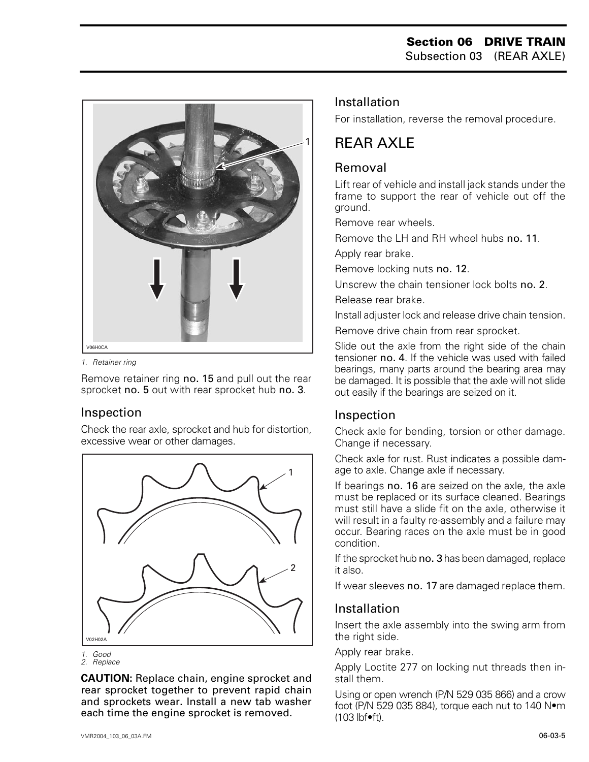1. Retainer ring

Remove retainer ring **no. 15** and pull out the rear sprocket **no. 5** out with rear sprocket hub **no. 3**.

### Inspection

Check the rear axle, sprocket and hub for distortion, excessive wear or other damages.

1. Good
2. Replace

**CAUTION:** Replace chain, engine sprocket and rear sprocket together to prevent rapid chain and sprockets wear. Install a new tab washer each time the engine sprocket is removed.

### Installation

For installation, reverse the removal procedure.

## REAR AXLE

### Removal

Lift rear of vehicle and install jack stands under the frame to support the rear of vehicle out off the ground.

Remove rear wheels.

Remove the LH and RH wheel hubs **no. 11**.

Apply rear brake.

Remove locking nuts **no. 12**.

Unscrew the chain tensioner lock bolts **no. 2**.

Release rear brake.

Install adjuster lock and release drive chain tension.

Remove drive chain from rear sprocket.

Slide out the axle from the right side of the chain tensioner **no. 4**. If the vehicle was used with failed bearings, many parts around the bearing area may be damaged. It is possible that the axle will not slide out easily if the bearings are seized on it.

### Inspection

Check axle for bending, torsion or other damage. Change if necessary.

Check axle for rust. Rust indicates a possible damage to axle. Change axle if necessary.

If bearings **no. 16** are seized on the axle, the axle must be replaced or its surface cleaned. Bearings must still have a slide fit on the axle, otherwise it will result in a faulty re-assembly and a failure may occur. Bearing races on the axle must be in good condition.

If the sprocket hub **no. 3** has been damaged, replace it also.

If wear sleeves **no. 17** are damaged replace them.

### Installation

Insert the axle assembly into the swing arm from the right side.

Apply rear brake.

Apply Loctite 277 on locking nut threads then install them.

Using or open wrench (P/N 529 035 866) and a crow foot (P/N 529 035 884), torque each nut to 140 N•m (103 lbf•ft).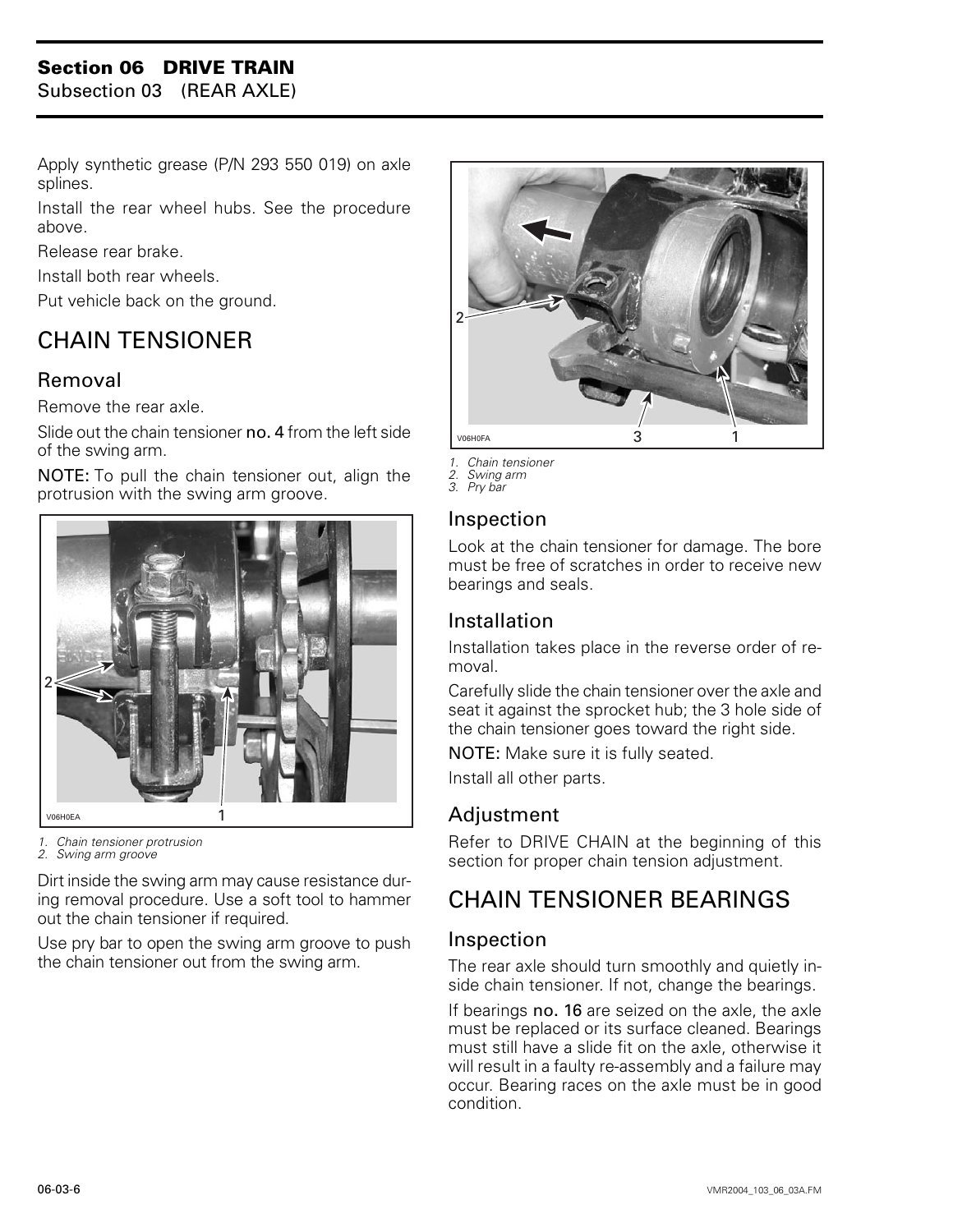Apply synthetic grease (P/N 293 550 019) on axle splines.

Install the rear wheel hubs. See the procedure above.

Release rear brake.

Install both rear wheels.

Put vehicle back on the ground.

## CHAIN TENSIONER

### Removal

Remove the rear axle.

Slide out the chain tensioner **no. 4** from the left side of the swing arm.

**NOTE:** To pull the chain tensioner out, align the protrusion with the swing arm groove.

*1. Chain tensioner protrusion*
*2. Swing arm groove*

Dirt inside the swing arm may cause resistance during removal procedure. Use a soft tool to hammer out the chain tensioner if required.

Use pry bar to open the swing arm groove to push the chain tensioner out from the swing arm.

*1. Chain tensioner*
*2. Swing arm*
*3. Pry bar*

### Inspection

Look at the chain tensioner for damage. The bore must be free of scratches in order to receive new bearings and seals.

### Installation

Installation takes place in the reverse order of removal.

Carefully slide the chain tensioner over the axle and seat it against the sprocket hub; the 3 hole side of the chain tensioner goes toward the right side.

**NOTE:** Make sure it is fully seated.

Install all other parts.

### Adjustment

Refer to DRIVE CHAIN at the beginning of this section for proper chain tension adjustment.

## CHAIN TENSIONER BEARINGS

### Inspection

The rear axle should turn smoothly and quietly inside chain tensioner. If not, change the bearings.

If bearings **no. 16** are seized on the axle, the axle must be replaced or its surface cleaned. Bearings must still have a slide fit on the axle, otherwise it will result in a faulty re-assembly and a failure may occur. Bearing races on the axle must be in good condition.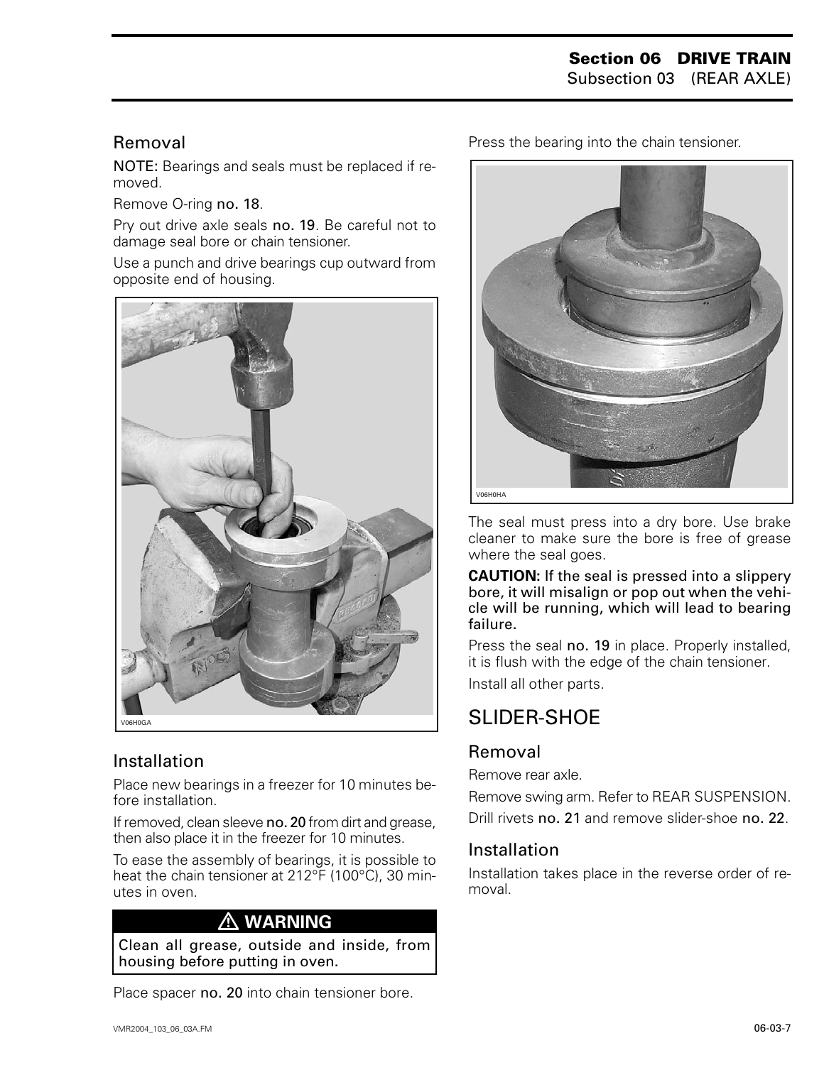### Removal

**NOTE:** Bearings and seals must be replaced if removed.

Remove O-ring **no. 18**.

Pry out drive axle seals **no. 19**. Be careful not to damage seal bore or chain tensioner.

Use a punch and drive bearings cup outward from opposite end of housing.

V06H0GA

### Installation

Place new bearings in a freezer for 10 minutes before installation.

If removed, clean sleeve **no. 20** from dirt and grease, then also place it in the freezer for 10 minutes.

To ease the assembly of bearings, it is possible to heat the chain tensioner at 212°F (100°C), 30 minutes in oven.

**⚠ WARNING**

**Clean all grease, outside and inside, from housing before putting in oven.**

Place spacer **no. 20** into chain tensioner bore.

Press the bearing into the chain tensioner.

V06H0HA

The seal must press into a dry bore. Use brake cleaner to make sure the bore is free of grease where the seal goes.

**CAUTION: If the seal is pressed into a slippery bore, it will misalign or pop out when the vehicle will be running, which will lead to bearing failure.**

Press the seal **no. 19** in place. Properly installed, it is flush with the edge of the chain tensioner.

Install all other parts.

## SLIDER-SHOE

### Removal

Remove rear axle.

Remove swing arm. Refer to REAR SUSPENSION.

Drill rivets **no. 21** and remove slider-shoe **no. 22**.

### Installation

Installation takes place in the reverse order of removal.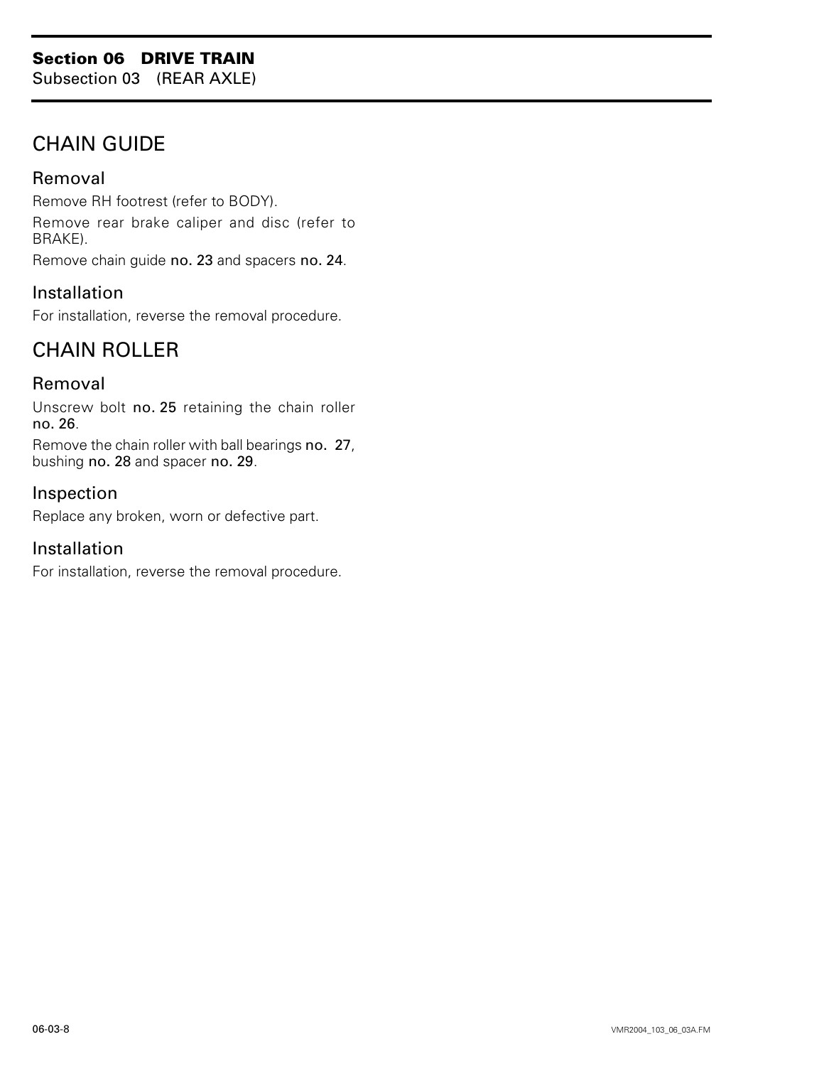## CHAIN GUIDE

### Removal

Remove RH footrest (refer to BODY).

Remove rear brake caliper and disc (refer to BRAKE).

Remove chain guide **no. 23** and spacers **no. 24**.

### Installation

For installation, reverse the removal procedure.

## CHAIN ROLLER

### Removal

Unscrew bolt **no. 25** retaining the chain roller **no. 26**.

Remove the chain roller with ball bearings **no. 27**, bushing **no. 28** and spacer **no. 29**.

### Inspection

Replace any broken, worn or defective part.

### Installation

For installation, reverse the removal procedure.